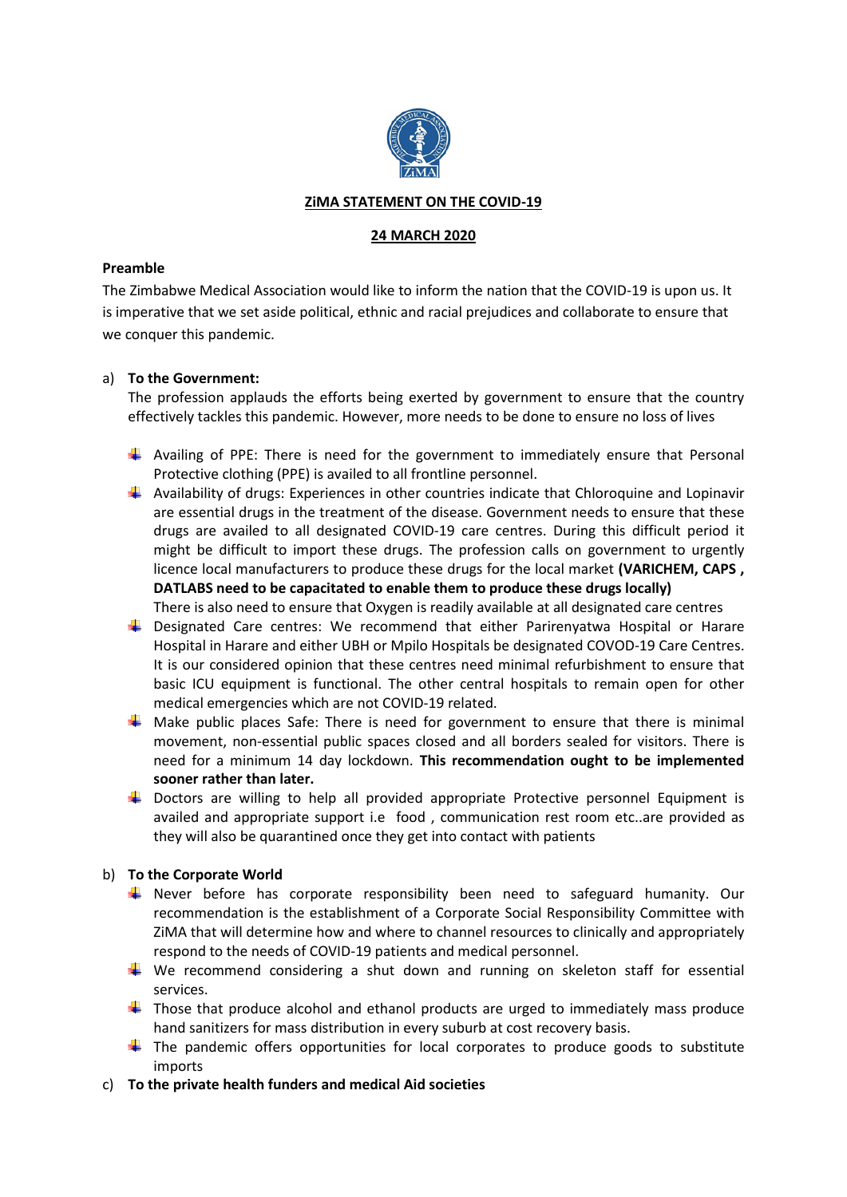**ZiMA STATEMENT ON THE COVID-19**

**24 MARCH 2020**

**Preamble**

The Zimbabwe Medical Association would like to inform the nation that the COVID-19 is upon us. It is imperative that we set aside political, ethnic and racial prejudices and collaborate to ensure that we conquer this pandemic.

a) **To the Government:**

The profession applauds the efforts being exerted by government to ensure that the country effectively tackles this pandemic. However, more needs to be done to ensure no loss of lives

- Availing of PPE: There is need for the government to immediately ensure that Personal Protective clothing (PPE) is availed to all frontline personnel.
- Availability of drugs: Experiences in other countries indicate that Chloroquine and Lopinavir are essential drugs in the treatment of the disease. Government needs to ensure that these drugs are availed to all designated COVID-19 care centres. During this difficult period it might be difficult to import these drugs. The profession calls on government to urgently licence local manufacturers to produce these drugs for the local market **(VARICHEM, CAPS , DATLABS need to be capacitated to enable them to produce these drugs locally)**
  There is also need to ensure that Oxygen is readily available at all designated care centres
- Designated Care centres: We recommend that either Parirenyatwa Hospital or Harare Hospital in Harare and either UBH or Mpilo Hospitals be designated COVOD-19 Care Centres. It is our considered opinion that these centres need minimal refurbishment to ensure that basic ICU equipment is functional. The other central hospitals to remain open for other medical emergencies which are not COVID-19 related.
- Make public places Safe: There is need for government to ensure that there is minimal movement, non-essential public spaces closed and all borders sealed for visitors. There is need for a minimum 14 day lockdown. **This recommendation ought to be implemented sooner rather than later.**
- Doctors are willing to help all provided appropriate Protective personnel Equipment is availed and appropriate support i.e food , communication rest room etc..are provided as they will also be quarantined once they get into contact with patients

b) **To the Corporate World**

- Never before has corporate responsibility been need to safeguard humanity. Our recommendation is the establishment of a Corporate Social Responsibility Committee with ZiMA that will determine how and where to channel resources to clinically and appropriately respond to the needs of COVID-19 patients and medical personnel.
- We recommend considering a shut down and running on skeleton staff for essential services.
- Those that produce alcohol and ethanol products are urged to immediately mass produce hand sanitizers for mass distribution in every suburb at cost recovery basis.
- The pandemic offers opportunities for local corporates to produce goods to substitute imports

c) **To the private health funders and medical Aid societies**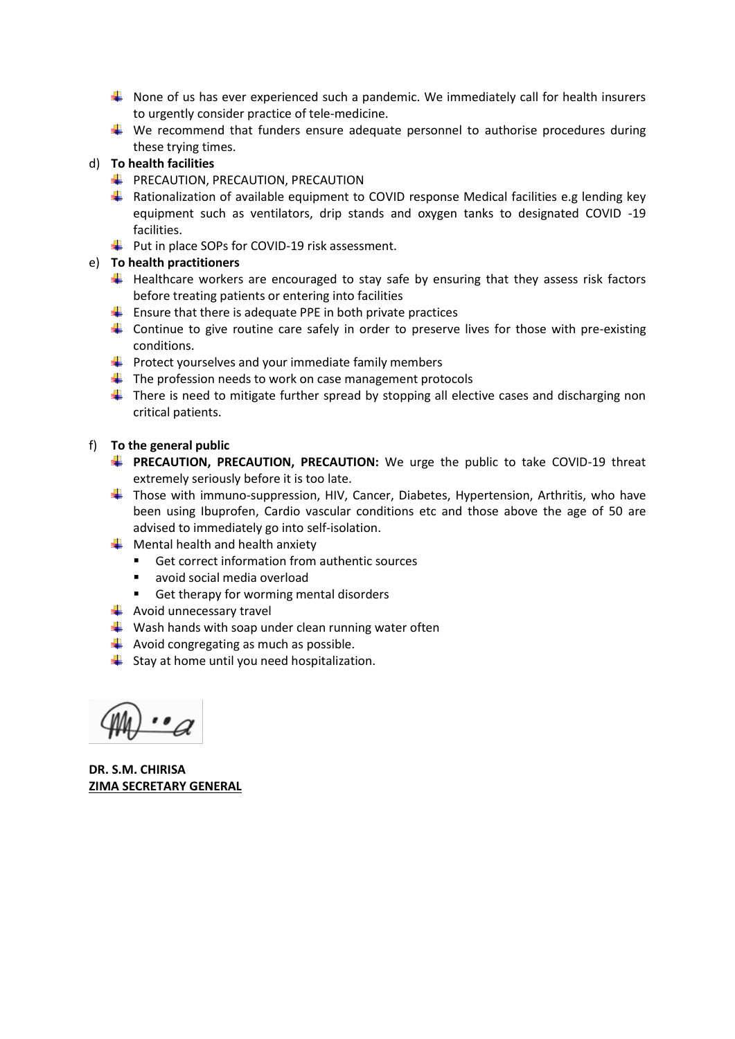- None of us has ever experienced such a pandemic. We immediately call for health insurers to urgently consider practice of tele-medicine.
- We recommend that funders ensure adequate personnel to authorise procedures during these trying times.

d) **To health facilities**

- PRECAUTION, PRECAUTION, PRECAUTION
- Rationalization of available equipment to COVID response Medical facilities e.g lending key equipment such as ventilators, drip stands and oxygen tanks to designated COVID -19 facilities.
- Put in place SOPs for COVID-19 risk assessment.

e) **To health practitioners**

- Healthcare workers are encouraged to stay safe by ensuring that they assess risk factors before treating patients or entering into facilities
- Ensure that there is adequate PPE in both private practices
- Continue to give routine care safely in order to preserve lives for those with pre-existing conditions.
- Protect yourselves and your immediate family members
- The profession needs to work on case management protocols
- There is need to mitigate further spread by stopping all elective cases and discharging non critical patients.

f) **To the general public**

- **PRECAUTION, PRECAUTION, PRECAUTION:** We urge the public to take COVID-19 threat extremely seriously before it is too late.
- Those with immuno-suppression, HIV, Cancer, Diabetes, Hypertension, Arthritis, who have been using Ibuprofen, Cardio vascular conditions etc and those above the age of 50 are advised to immediately go into self-isolation.
- Mental health and health anxiety
  - Get correct information from authentic sources
  - avoid social media overload
  - Get therapy for worming mental disorders
- Avoid unnecessary travel
- Wash hands with soap under clean running water often
- Avoid congregating as much as possible.
- Stay at home until you need hospitalization.

**DR. S.M. CHIRISA**
**ZIMA SECRETARY GENERAL**